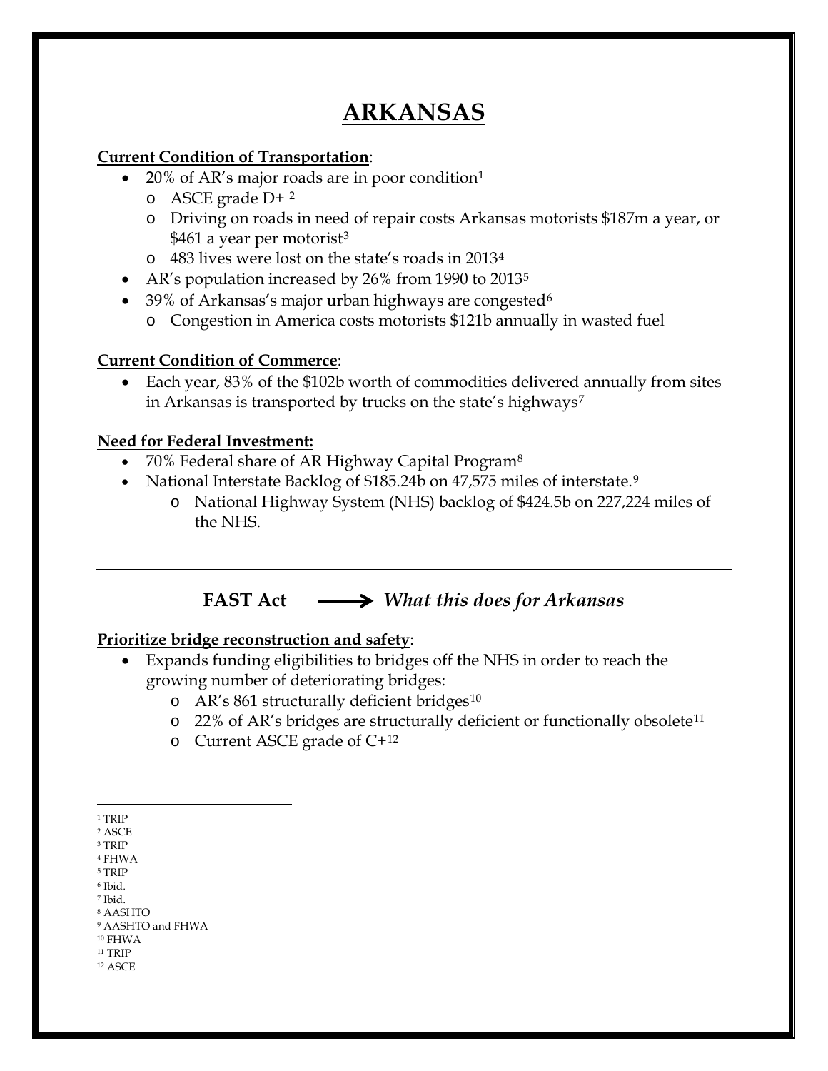# ARKANSAS

**Current Condition of Transportation**:

- 20% of AR's major roads are in poor condition[1]
  - ASCE grade D+ [2]
  - Driving on roads in need of repair costs Arkansas motorists $187m a year, or $461 a year per motorist[3]
  - 483 lives were lost on the state's roads in 2013[4]
- AR's population increased by 26% from 1990 to 2013[5]
- 39% of Arkansas's major urban highways are congested[6]
  - Congestion in America costs motorists $121b annually in wasted fuel

**Current Condition of Commerce**:

- Each year, 83% of the $102b worth of commodities delivered annually from sites in Arkansas is transported by trucks on the state's highways[7]

**Need for Federal Investment:**

- 70% Federal share of AR Highway Capital Program[8]
- National Interstate Backlog of $185.24b on 47,575 miles of interstate.[9]
  - National Highway System (NHS) backlog of $424.5b on 227,224 miles of the NHS.

---

**FAST Act** ⟶ ***What this does for Arkansas***

**Prioritize bridge reconstruction and safety**:

- Expands funding eligibilities to bridges off the NHS in order to reach the growing number of deteriorating bridges:
  - AR's 861 structurally deficient bridges[10]
  - 22% of AR's bridges are structurally deficient or functionally obsolete[11]
  - Current ASCE grade of C+[12]

---

[1] TRIP
[2] ASCE
[3] TRIP
[4] FHWA
[5] TRIP
[6] Ibid.
[7] Ibid.
[8] AASHTO
[9] AASHTO and FHWA
[10] FHWA
[11] TRIP
[12] ASCE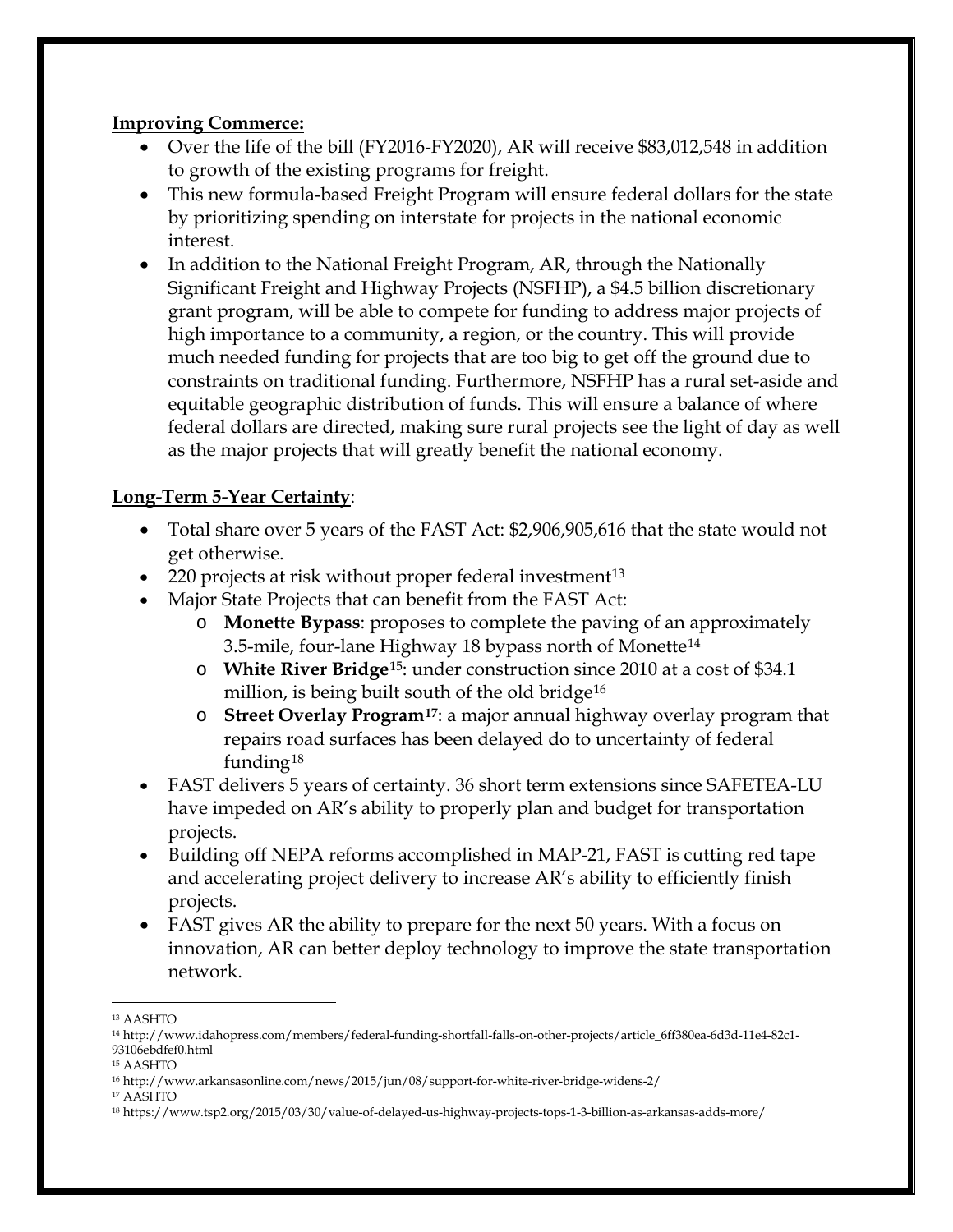**Improving Commerce:**

- Over the life of the bill (FY2016-FY2020), AR will receive $83,012,548 in addition to growth of the existing programs for freight.
- This new formula-based Freight Program will ensure federal dollars for the state by prioritizing spending on interstate for projects in the national economic interest.
- In addition to the National Freight Program, AR, through the Nationally Significant Freight and Highway Projects (NSFHP), a $4.5 billion discretionary grant program, will be able to compete for funding to address major projects of high importance to a community, a region, or the country. This will provide much needed funding for projects that are too big to get off the ground due to constraints on traditional funding. Furthermore, NSFHP has a rural set-aside and equitable geographic distribution of funds. This will ensure a balance of where federal dollars are directed, making sure rural projects see the light of day as well as the major projects that will greatly benefit the national economy.

**Long-Term 5-Year Certainty**:

- Total share over 5 years of the FAST Act: $2,906,905,616 that the state would not get otherwise.
- 220 projects at risk without proper federal investment[13]
- Major State Projects that can benefit from the FAST Act:
  - **Monette Bypass**: proposes to complete the paving of an approximately 3.5-mile, four-lane Highway 18 bypass north of Monette[14]
  - **White River Bridge**[15]: under construction since 2010 at a cost of $34.1 million, is being built south of the old bridge[16]
  - **Street Overlay Program**[17]: a major annual highway overlay program that repairs road surfaces has been delayed do to uncertainty of federal funding[18]
- FAST delivers 5 years of certainty. 36 short term extensions since SAFETEA-LU have impeded on AR's ability to properly plan and budget for transportation projects.
- Building off NEPA reforms accomplished in MAP-21, FAST is cutting red tape and accelerating project delivery to increase AR's ability to efficiently finish projects.
- FAST gives AR the ability to prepare for the next 50 years. With a focus on innovation, AR can better deploy technology to improve the state transportation network.

---

[13] AASHTO

[14] http://www.idahopress.com/members/federal-funding-shortfall-falls-on-other-projects/article_6ff380ea-6d3d-11e4-82c1-93106ebdfef0.html

[15] AASHTO

[16] http://www.arkansasonline.com/news/2015/jun/08/support-for-white-river-bridge-widens-2/

[17] AASHTO

[18] https://www.tsp2.org/2015/03/30/value-of-delayed-us-highway-projects-tops-1-3-billion-as-arkansas-adds-more/